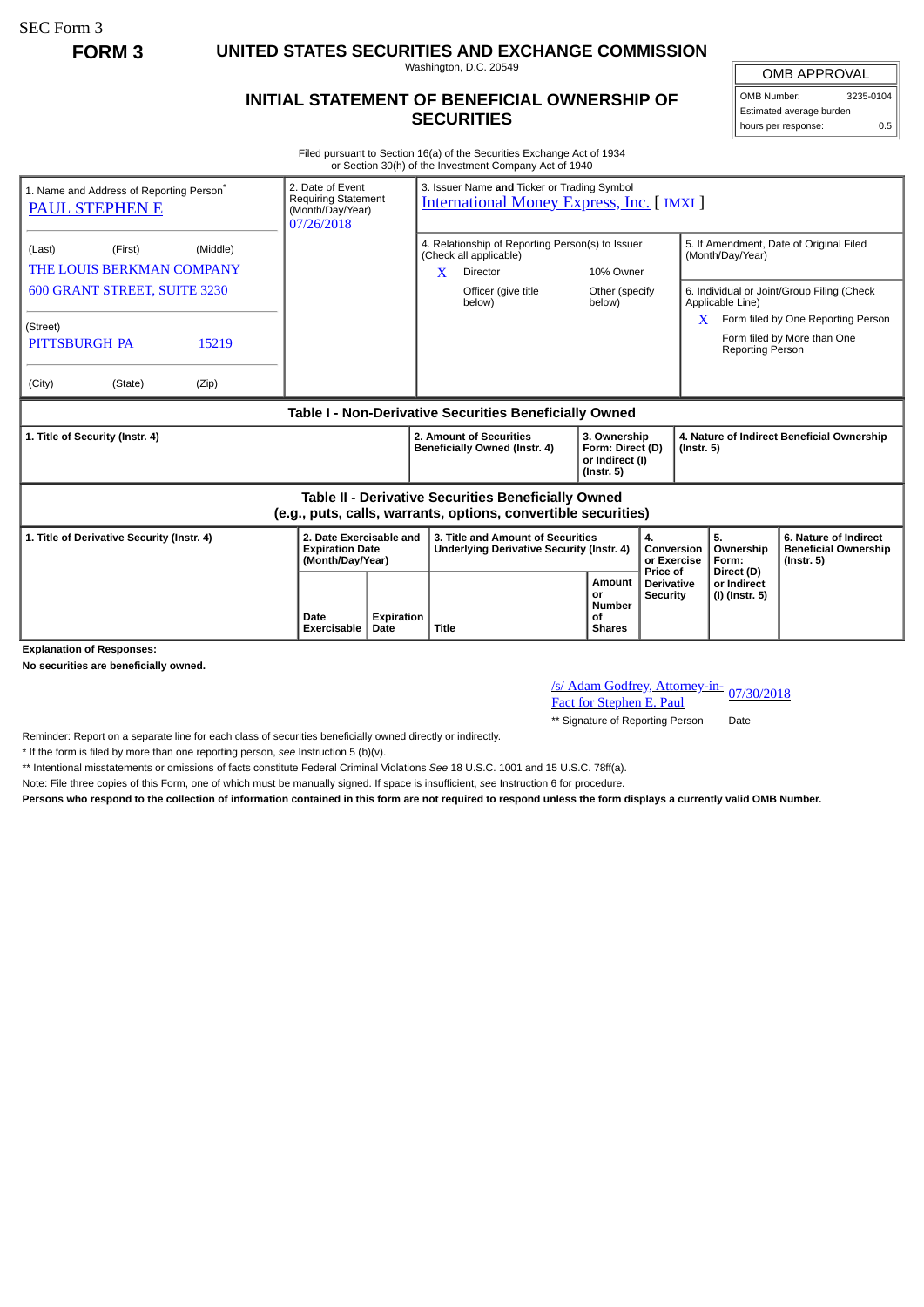SEC Form 3

**FORM 3**

# UNITED STATES SECURITIES AND EXCHANGE COMMISSION

Washington, D.C. 20549

## INITIAL STATEMENT OF BENEFICIAL OWNERSHIP OF SECURITIES

| OMB APPROVAL | |
|---|---|
| OMB Number: | 3235-0104 |
| Estimated average burden hours per response: | 0.5 |

Filed pursuant to Section 16(a) of the Securities Exchange Act of 1934 or Section 30(h) of the Investment Company Act of 1940

| 1. Name and Address of Reporting Person* | 2. Date of Event Requiring Statement (Month/Day/Year) | 3. Issuer Name and Ticker or Trading Symbol |
|---|---|---|
| PAUL STEPHEN E | 07/26/2018 | International Money Express, Inc. [ IMXI ] |
| (Last) (First) (Middle) THE LOUIS BERKMAN COMPANY 600 GRANT STREET, SUITE 3230 | | 4. Relationship of Reporting Person(s) to Issuer (Check all applicable) X Director; 10% Owner; Officer (give title below); Other (specify below) |
| (Street) PITTSBURGH PA 15219 | | 5. If Amendment, Date of Original Filed (Month/Day/Year) |
| (City) (State) (Zip) | | 6. Individual or Joint/Group Filing (Check Applicable Line) X Form filed by One Reporting Person; Form filed by More than One Reporting Person |

**Table I - Non-Derivative Securities Beneficially Owned**

| 1. Title of Security (Instr. 4) | 2. Amount of Securities Beneficially Owned (Instr. 4) | 3. Ownership Form: Direct (D) or Indirect (I) (Instr. 5) | 4. Nature of Indirect Beneficial Ownership (Instr. 5) |
|---|---|---|---|

**Table II - Derivative Securities Beneficially Owned (e.g., puts, calls, warrants, options, convertible securities)**

| 1. Title of Derivative Security (Instr. 4) | 2. Date Exercisable and Expiration Date (Month/Day/Year) | | 3. Title and Amount of Securities Underlying Derivative Security (Instr. 4) | | 4. Conversion or Exercise Price of Derivative Security | 5. Ownership Form: Direct (D) or Indirect (I) (Instr. 5) | 6. Nature of Indirect Beneficial Ownership (Instr. 5) |
|---|---|---|---|---|---|---|---|
| | Date Exercisable | Expiration Date | Title | Amount or Number of Shares | | | |

**Explanation of Responses:**

**No securities are beneficially owned.**

/s/ Adam Godfrey, Attorney-in-Fact for Stephen E. Paul — 07/30/2018

** Signature of Reporting Person — Date

Reminder: Report on a separate line for each class of securities beneficially owned directly or indirectly.

* If the form is filed by more than one reporting person, *see* Instruction 5 (b)(v).

** Intentional misstatements or omissions of facts constitute Federal Criminal Violations *See* 18 U.S.C. 1001 and 15 U.S.C. 78ff(a).

Note: File three copies of this Form, one of which must be manually signed. If space is insufficient, *see* Instruction 6 for procedure.

**Persons who respond to the collection of information contained in this form are not required to respond unless the form displays a currently valid OMB Number.**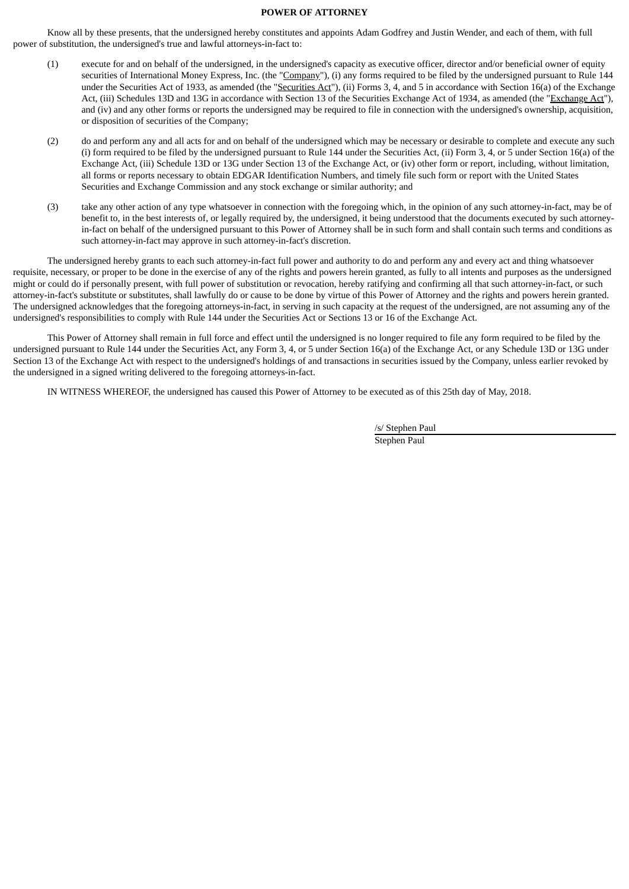**POWER OF ATTORNEY**

Know all by these presents, that the undersigned hereby constitutes and appoints Adam Godfrey and Justin Wender, and each of them, with full power of substitution, the undersigned's true and lawful attorneys-in-fact to:

(1) execute for and on behalf of the undersigned, in the undersigned's capacity as executive officer, director and/or beneficial owner of equity securities of International Money Express, Inc. (the "Company"), (i) any forms required to be filed by the undersigned pursuant to Rule 144 under the Securities Act of 1933, as amended (the "Securities Act"), (ii) Forms 3, 4, and 5 in accordance with Section 16(a) of the Exchange Act, (iii) Schedules 13D and 13G in accordance with Section 13 of the Securities Exchange Act of 1934, as amended (the "Exchange Act"), and (iv) and any other forms or reports the undersigned may be required to file in connection with the undersigned's ownership, acquisition, or disposition of securities of the Company;

(2) do and perform any and all acts for and on behalf of the undersigned which may be necessary or desirable to complete and execute any such (i) form required to be filed by the undersigned pursuant to Rule 144 under the Securities Act, (ii) Form 3, 4, or 5 under Section 16(a) of the Exchange Act, (iii) Schedule 13D or 13G under Section 13 of the Exchange Act, or (iv) other form or report, including, without limitation, all forms or reports necessary to obtain EDGAR Identification Numbers, and timely file such form or report with the United States Securities and Exchange Commission and any stock exchange or similar authority; and

(3) take any other action of any type whatsoever in connection with the foregoing which, in the opinion of any such attorney-in-fact, may be of benefit to, in the best interests of, or legally required by, the undersigned, it being understood that the documents executed by such attorney-in-fact on behalf of the undersigned pursuant to this Power of Attorney shall be in such form and shall contain such terms and conditions as such attorney-in-fact may approve in such attorney-in-fact's discretion.

The undersigned hereby grants to each such attorney-in-fact full power and authority to do and perform any and every act and thing whatsoever requisite, necessary, or proper to be done in the exercise of any of the rights and powers herein granted, as fully to all intents and purposes as the undersigned might or could do if personally present, with full power of substitution or revocation, hereby ratifying and confirming all that such attorney-in-fact, or such attorney-in-fact's substitute or substitutes, shall lawfully do or cause to be done by virtue of this Power of Attorney and the rights and powers herein granted. The undersigned acknowledges that the foregoing attorneys-in-fact, in serving in such capacity at the request of the undersigned, are not assuming any of the undersigned's responsibilities to comply with Rule 144 under the Securities Act or Sections 13 or 16 of the Exchange Act.

This Power of Attorney shall remain in full force and effect until the undersigned is no longer required to file any form required to be filed by the undersigned pursuant to Rule 144 under the Securities Act, any Form 3, 4, or 5 under Section 16(a) of the Exchange Act, or any Schedule 13D or 13G under Section 13 of the Exchange Act with respect to the undersigned's holdings of and transactions in securities issued by the Company, unless earlier revoked by the undersigned in a signed writing delivered to the foregoing attorneys-in-fact.

IN WITNESS WHEREOF, the undersigned has caused this Power of Attorney to be executed as of this 25th day of May, 2018.

/s/ Stephen Paul
Stephen Paul